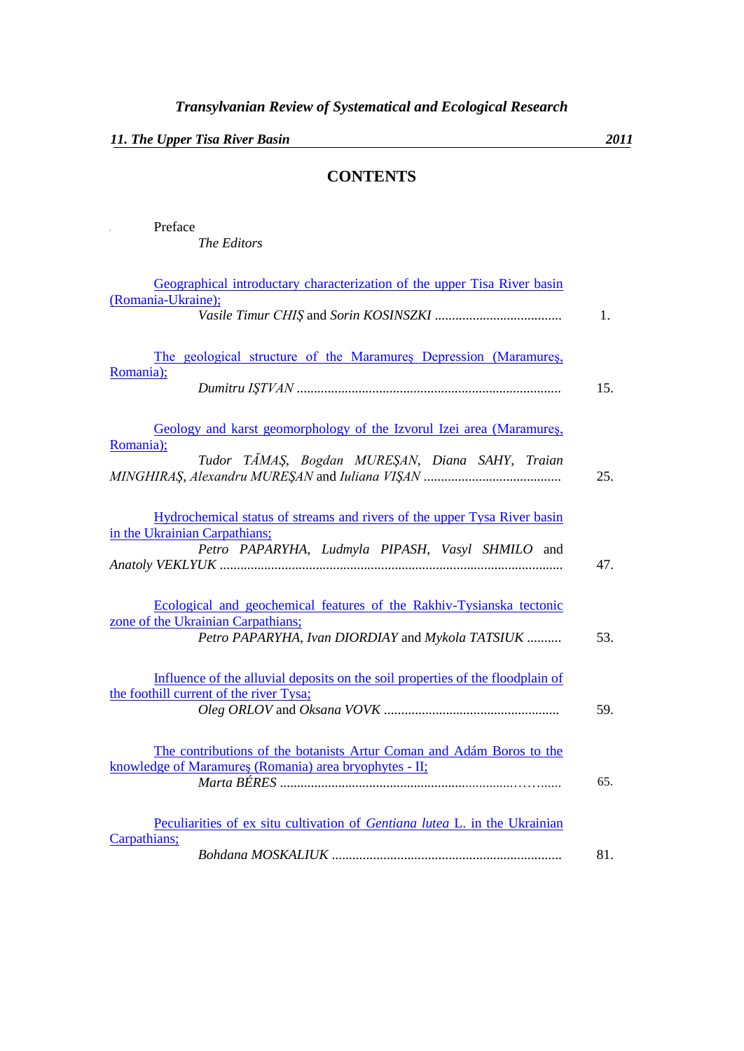*Transylvanian Review of Systematical and Ecological Research*

***11. The Upper Tisa River Basin*** ***2011***

# CONTENTS

Preface
*The Editors*

Geographical introductary characterization of the upper Tisa River basin (Romania-Ukraine);
*Vasile Timur CHIŞ* and *Sorin KOSINSZKI* ..................................... 1.

The geological structure of the Maramureş Depression (Maramureş, Romania);
*Dumitru IŞTVAN* ............................................................................. 15.

Geology and karst geomorphology of the Izvorul Izei area (Maramureş, Romania);
*Tudor TĂMAŞ*, *Bogdan MUREŞAN*, *Diana SAHY*, *Traian MINGHIRAŞ*, *Alexandru MUREŞAN* and *Iuliana VIŞAN* ........................................ 25.

Hydrochemical status of streams and rivers of the upper Tysa River basin in the Ukrainian Carpathians;
*Petro PAPARYHA*, *Ludmyla PIPASH*, *Vasyl SHMILO* and *Anatoly VEKLYUK* ................................................................................................... 47.

Ecological and geochemical features of the Rakhiv-Tysianska tectonic zone of the Ukrainian Carpathians;
*Petro PAPARYHA*, *Ivan DIORDIAY* and *Mykola TATSIUK* .......... 53.

Influence of the alluvial deposits on the soil properties of the floodplain of the foothill current of the river Tysa;
*Oleg ORLOV* and *Oksana VOVK* ................................................... 59.

The contributions of the botanists Artur Coman and Adám Boros to the knowledge of Maramureş (Romania) area bryophytes - II;
*Marta BÉRES* ...................................................................……....... 65.

Peculiarities of ex situ cultivation of *Gentiana lutea* L. in the Ukrainian Carpathians;
*Bohdana MOSKALIUK* ................................................................... 81.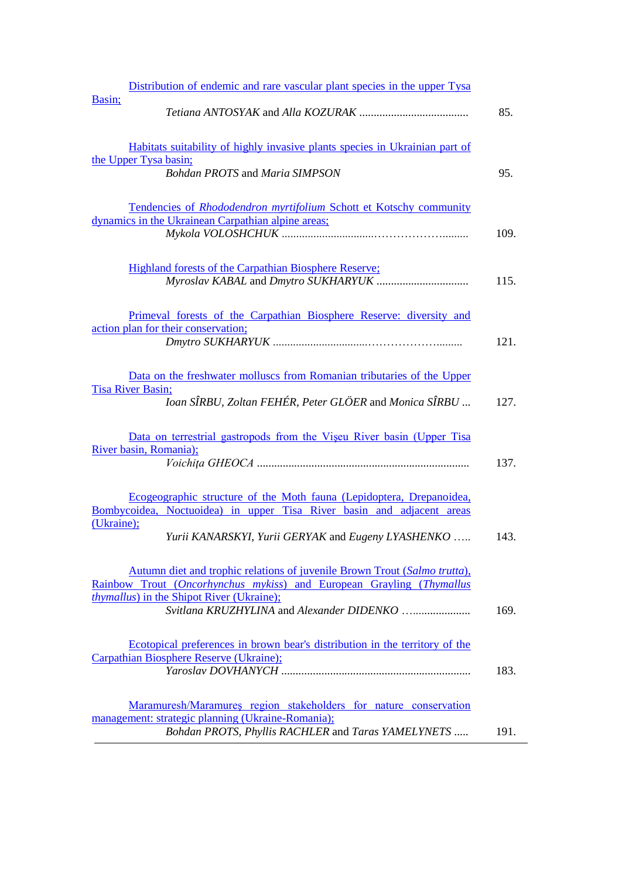Distribution of endemic and rare vascular plant species in the upper Tysa Basin;
*Tetiana ANTOSYAK* and *Alla KOZURAK* ...................................... 85.

Habitats suitability of highly invasive plants species in Ukrainian part of the Upper Tysa basin;
*Bohdan PROTS* and *Maria SIMPSON* 95.

Tendencies of *Rhododendron myrtifolium* Schott et Kotschy community dynamics in the Ukrainean Carpathian alpine areas;
*Mykola VOLOSHCHUK* ................................……………......... 109.

Highland forests of the Carpathian Biosphere Reserve;
*Myroslav KABAL* and *Dmytro SUKHARYUK* ................................ 115.

Primeval forests of the Carpathian Biosphere Reserve: diversity and action plan for their conservation;
*Dmytro SUKHARYUK* ................................……………......... 121.

Data on the freshwater molluscs from Romanian tributaries of the Upper Tisa River Basin;
*Ioan SÎRBU, Zoltan FEHÉR, Peter GLÖER* and *Monica SÎRBU* ... 127.

Data on terrestrial gastropods from the Vişeu River basin (Upper Tisa River basin, Romania);
*Voichiţa GHEOCA* ......................................................................... 137.

Ecogeographic structure of the Moth fauna (Lepidoptera, Drepanoidea, Bombycoidea, Noctuoidea) in upper Tisa River basin and adjacent areas (Ukraine);
*Yurii KANARSKYI, Yurii GERYAK* and *Eugeny LYASHENKO* ….. 143.

Autumn diet and trophic relations of juvenile Brown Trout (*Salmo trutta*), Rainbow Trout (*Oncorhynchus mykiss*) and European Grayling (*Thymallus thymallus*) in the Shipot River (Ukraine);
*Svitlana KRUZHYLINA* and *Alexander DIDENKO* …..................... 169.

Ecotopical preferences in brown bear's distribution in the territory of the Carpathian Biosphere Reserve (Ukraine);
*Yaroslav DOVHANYCH* ................................................................. 183.

Maramuresh/Maramureş region stakeholders for nature conservation management: strategic planning (Ukraine-Romania);
*Bohdan PROTS, Phyllis RACHLER* and *Taras YAMELYNETS* ..... 191.